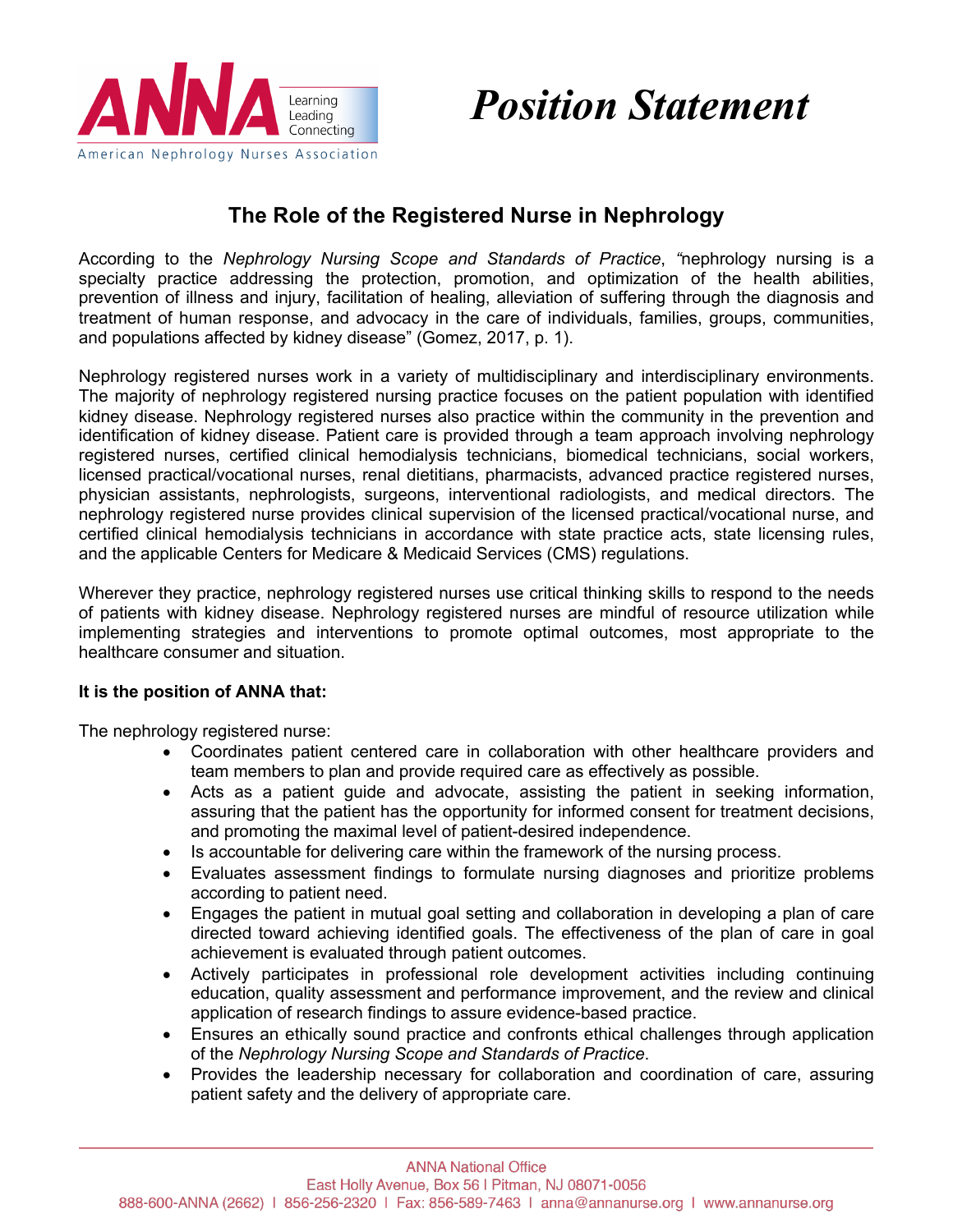# Position Statement

## The Role of the Registered Nurse in Nephrology

According to the *Nephrology Nursing Scope and Standards of Practice*, "nephrology nursing is a specialty practice addressing the protection, promotion, and optimization of the health abilities, prevention of illness and injury, facilitation of healing, alleviation of suffering through the diagnosis and treatment of human response, and advocacy in the care of individuals, families, groups, communities, and populations affected by kidney disease" (Gomez, 2017, p. 1).

Nephrology registered nurses work in a variety of multidisciplinary and interdisciplinary environments. The majority of nephrology registered nursing practice focuses on the patient population with identified kidney disease. Nephrology registered nurses also practice within the community in the prevention and identification of kidney disease. Patient care is provided through a team approach involving nephrology registered nurses, certified clinical hemodialysis technicians, biomedical technicians, social workers, licensed practical/vocational nurses, renal dietitians, pharmacists, advanced practice registered nurses, physician assistants, nephrologists, surgeons, interventional radiologists, and medical directors. The nephrology registered nurse provides clinical supervision of the licensed practical/vocational nurse, and certified clinical hemodialysis technicians in accordance with state practice acts, state licensing rules, and the applicable Centers for Medicare & Medicaid Services (CMS) regulations.

Wherever they practice, nephrology registered nurses use critical thinking skills to respond to the needs of patients with kidney disease. Nephrology registered nurses are mindful of resource utilization while implementing strategies and interventions to promote optimal outcomes, most appropriate to the healthcare consumer and situation.

**It is the position of ANNA that:**

The nephrology registered nurse:

- Coordinates patient centered care in collaboration with other healthcare providers and team members to plan and provide required care as effectively as possible.
- Acts as a patient guide and advocate, assisting the patient in seeking information, assuring that the patient has the opportunity for informed consent for treatment decisions, and promoting the maximal level of patient-desired independence.
- Is accountable for delivering care within the framework of the nursing process.
- Evaluates assessment findings to formulate nursing diagnoses and prioritize problems according to patient need.
- Engages the patient in mutual goal setting and collaboration in developing a plan of care directed toward achieving identified goals. The effectiveness of the plan of care in goal achievement is evaluated through patient outcomes.
- Actively participates in professional role development activities including continuing education, quality assessment and performance improvement, and the review and clinical application of research findings to assure evidence-based practice.
- Ensures an ethically sound practice and confronts ethical challenges through application of the *Nephrology Nursing Scope and Standards of Practice*.
- Provides the leadership necessary for collaboration and coordination of care, assuring patient safety and the delivery of appropriate care.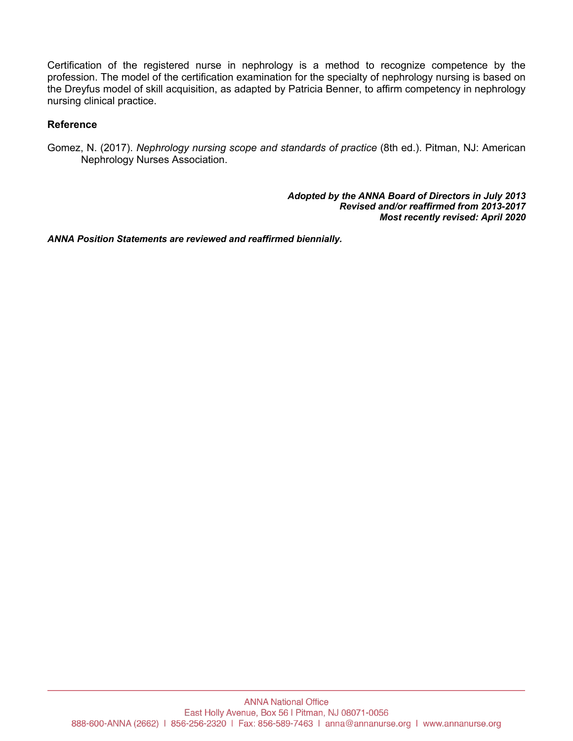Certification of the registered nurse in nephrology is a method to recognize competence by the profession. The model of the certification examination for the specialty of nephrology nursing is based on the Dreyfus model of skill acquisition, as adapted by Patricia Benner, to affirm competency in nephrology nursing clinical practice.

## Reference

Gomez, N. (2017). *Nephrology nursing scope and standards of practice* (8th ed.). Pitman, NJ: American Nephrology Nurses Association.

***Adopted by the ANNA Board of Directors in July 2013***
***Revised and/or reaffirmed from 2013-2017***
***Most recently revised: April 2020***

***ANNA Position Statements are reviewed and reaffirmed biennially.***

ANNA National Office
East Holly Avenue, Box 56 | Pitman, NJ 08071-0056
888-600-ANNA (2662) | 856-256-2320 | Fax: 856-589-7463 | anna@annanurse.org | www.annanurse.org